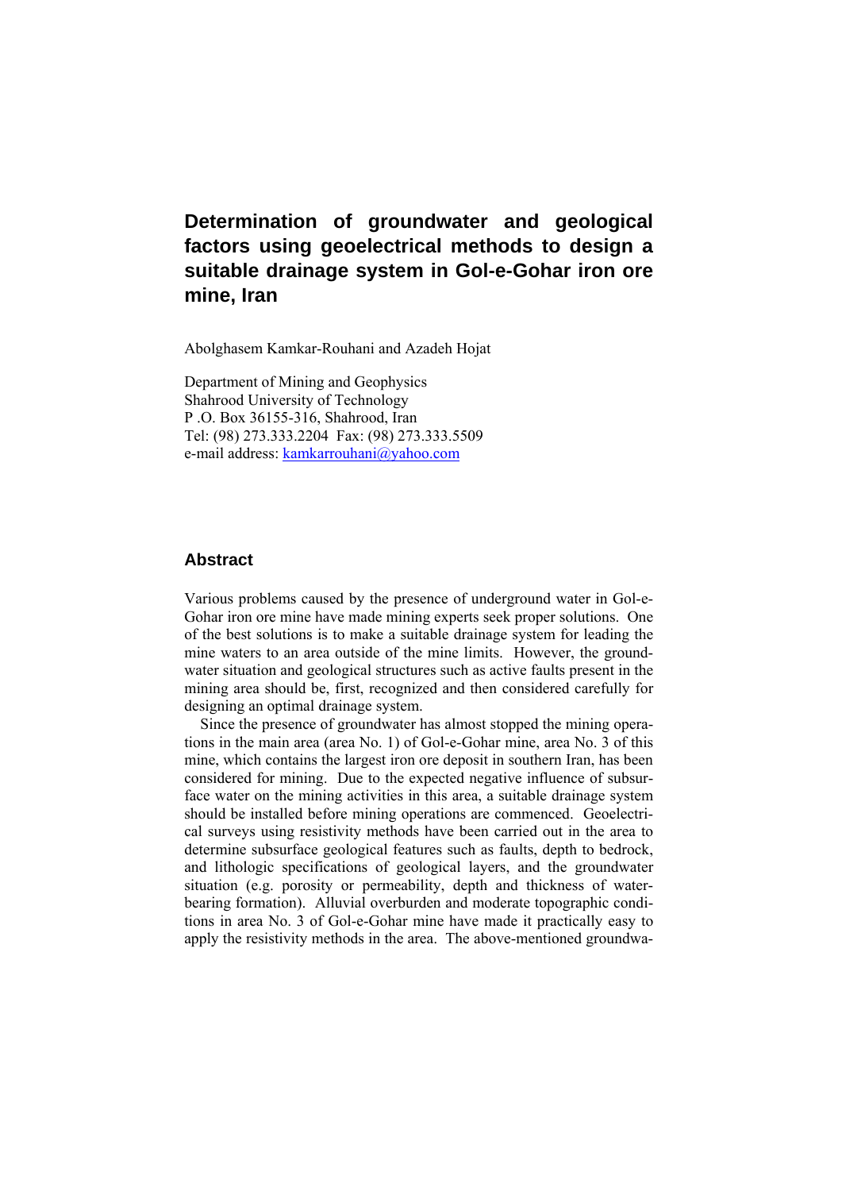# Determination of groundwater and geological factors using geoelectrical methods to design a suitable drainage system in Gol-e-Gohar iron ore mine, Iran

Abolghasem Kamkar-Rouhani and Azadeh Hojat

Department of Mining and Geophysics
Shahrood University of Technology
P .O. Box 36155-316, Shahrood, Iran
Tel: (98) 273.333.2204 Fax: (98) 273.333.5509
e-mail address: kamkarrouhani@yahoo.com

## Abstract

Various problems caused by the presence of underground water in Gol-e-Gohar iron ore mine have made mining experts seek proper solutions. One of the best solutions is to make a suitable drainage system for leading the mine waters to an area outside of the mine limits. However, the groundwater situation and geological structures such as active faults present in the mining area should be, first, recognized and then considered carefully for designing an optimal drainage system.

Since the presence of groundwater has almost stopped the mining operations in the main area (area No. 1) of Gol-e-Gohar mine, area No. 3 of this mine, which contains the largest iron ore deposit in southern Iran, has been considered for mining. Due to the expected negative influence of subsurface water on the mining activities in this area, a suitable drainage system should be installed before mining operations are commenced. Geoelectrical surveys using resistivity methods have been carried out in the area to determine subsurface geological features such as faults, depth to bedrock, and lithologic specifications of geological layers, and the groundwater situation (e.g. porosity or permeability, depth and thickness of water-bearing formation). Alluvial overburden and moderate topographic conditions in area No. 3 of Gol-e-Gohar mine have made it practically easy to apply the resistivity methods in the area. The above-mentioned groundwa-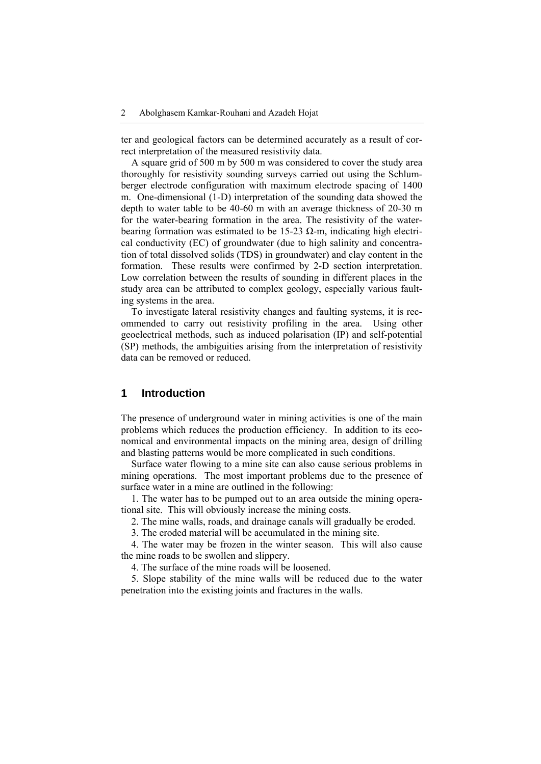ter and geological factors can be determined accurately as a result of correct interpretation of the measured resistivity data.

A square grid of 500 m by 500 m was considered to cover the study area thoroughly for resistivity sounding surveys carried out using the Schlumberger electrode configuration with maximum electrode spacing of 1400 m. One-dimensional (1-D) interpretation of the sounding data showed the depth to water table to be 40-60 m with an average thickness of 20-30 m for the water-bearing formation in the area. The resistivity of the water-bearing formation was estimated to be 15-23 Ω-m, indicating high electrical conductivity (EC) of groundwater (due to high salinity and concentration of total dissolved solids (TDS) in groundwater) and clay content in the formation. These results were confirmed by 2-D section interpretation. Low correlation between the results of sounding in different places in the study area can be attributed to complex geology, especially various faulting systems in the area.

To investigate lateral resistivity changes and faulting systems, it is recommended to carry out resistivity profiling in the area. Using other geoelectrical methods, such as induced polarisation (IP) and self-potential (SP) methods, the ambiguities arising from the interpretation of resistivity data can be removed or reduced.

## 1 Introduction

The presence of underground water in mining activities is one of the main problems which reduces the production efficiency. In addition to its economical and environmental impacts on the mining area, design of drilling and blasting patterns would be more complicated in such conditions.

Surface water flowing to a mine site can also cause serious problems in mining operations. The most important problems due to the presence of surface water in a mine are outlined in the following:

1. The water has to be pumped out to an area outside the mining operational site. This will obviously increase the mining costs.

2. The mine walls, roads, and drainage canals will gradually be eroded.

3. The eroded material will be accumulated in the mining site.

4. The water may be frozen in the winter season. This will also cause the mine roads to be swollen and slippery.

4. The surface of the mine roads will be loosened.

5. Slope stability of the mine walls will be reduced due to the water penetration into the existing joints and fractures in the walls.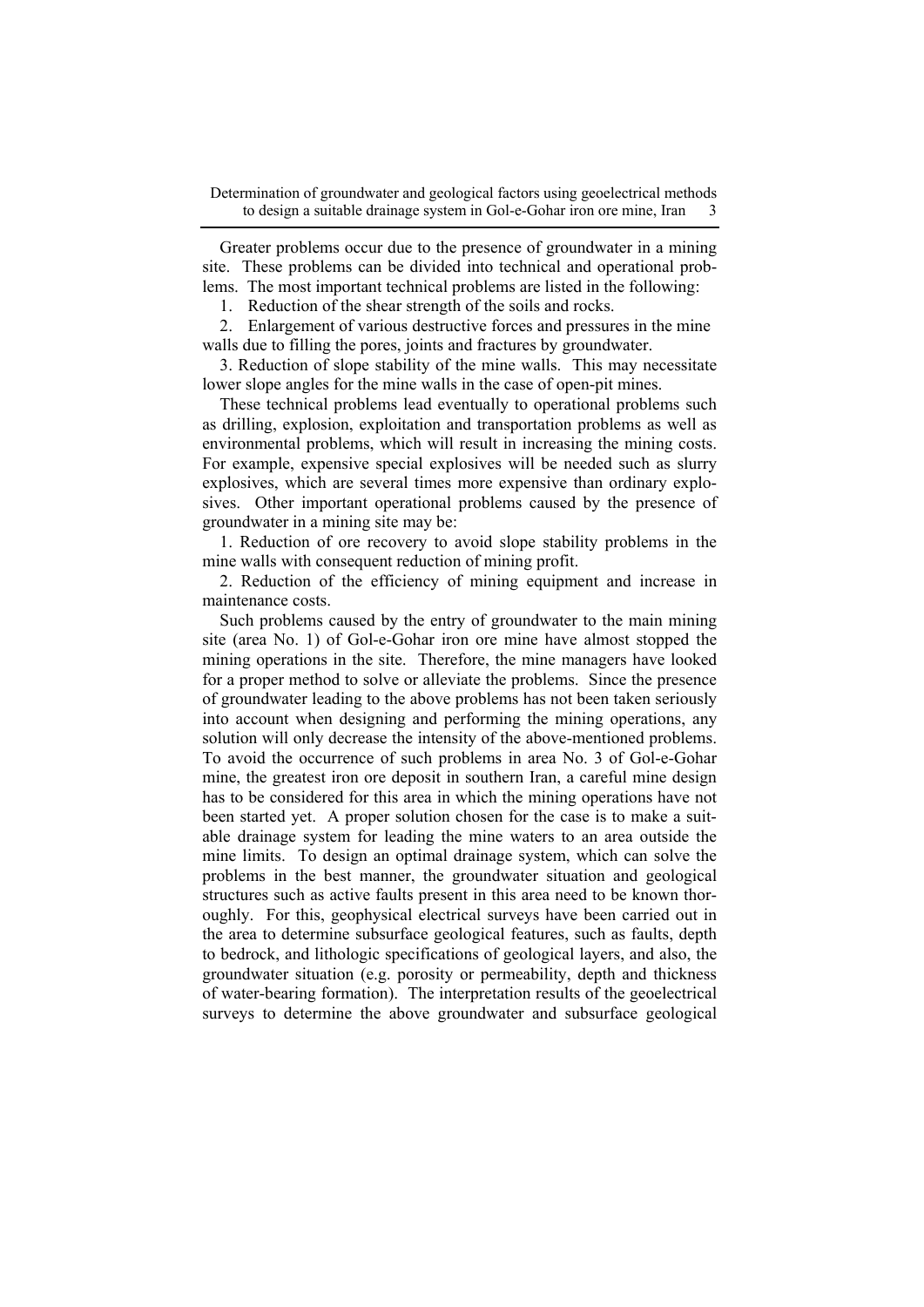Greater problems occur due to the presence of groundwater in a mining site. These problems can be divided into technical and operational problems. The most important technical problems are listed in the following:

1. Reduction of the shear strength of the soils and rocks.
2. Enlargement of various destructive forces and pressures in the mine walls due to filling the pores, joints and fractures by groundwater.
3. Reduction of slope stability of the mine walls. This may necessitate lower slope angles for the mine walls in the case of open-pit mines.

These technical problems lead eventually to operational problems such as drilling, explosion, exploitation and transportation problems as well as environmental problems, which will result in increasing the mining costs. For example, expensive special explosives will be needed such as slurry explosives, which are several times more expensive than ordinary explosives. Other important operational problems caused by the presence of groundwater in a mining site may be:

1. Reduction of ore recovery to avoid slope stability problems in the mine walls with consequent reduction of mining profit.
2. Reduction of the efficiency of mining equipment and increase in maintenance costs.

Such problems caused by the entry of groundwater to the main mining site (area No. 1) of Gol-e-Gohar iron ore mine have almost stopped the mining operations in the site. Therefore, the mine managers have looked for a proper method to solve or alleviate the problems. Since the presence of groundwater leading to the above problems has not been taken seriously into account when designing and performing the mining operations, any solution will only decrease the intensity of the above-mentioned problems. To avoid the occurrence of such problems in area No. 3 of Gol-e-Gohar mine, the greatest iron ore deposit in southern Iran, a careful mine design has to be considered for this area in which the mining operations have not been started yet. A proper solution chosen for the case is to make a suitable drainage system for leading the mine waters to an area outside the mine limits. To design an optimal drainage system, which can solve the problems in the best manner, the groundwater situation and geological structures such as active faults present in this area need to be known thoroughly. For this, geophysical electrical surveys have been carried out in the area to determine subsurface geological features, such as faults, depth to bedrock, and lithologic specifications of geological layers, and also, the groundwater situation (e.g. porosity or permeability, depth and thickness of water-bearing formation). The interpretation results of the geoelectrical surveys to determine the above groundwater and subsurface geological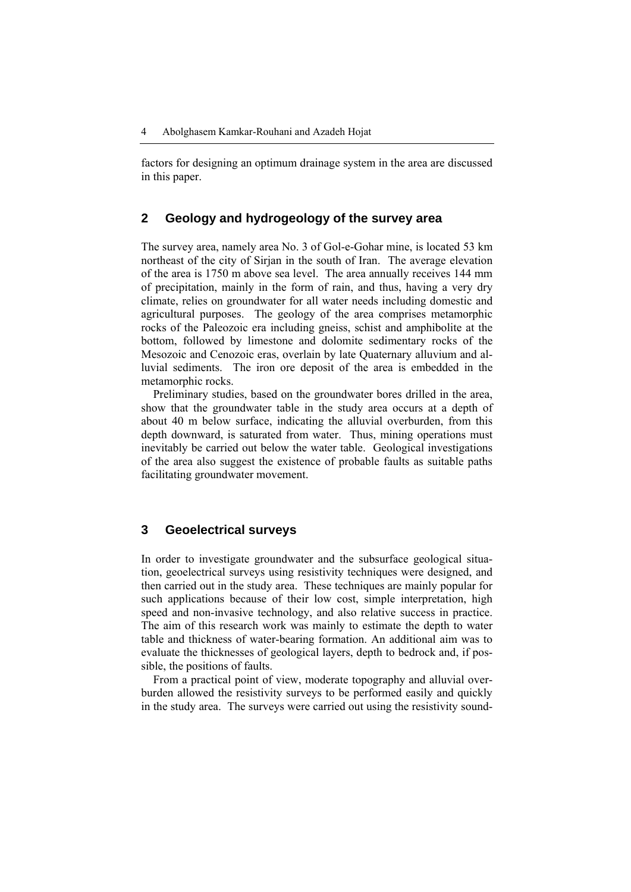factors for designing an optimum drainage system in the area are discussed in this paper.

## 2 Geology and hydrogeology of the survey area

The survey area, namely area No. 3 of Gol-e-Gohar mine, is located 53 km northeast of the city of Sirjan in the south of Iran. The average elevation of the area is 1750 m above sea level. The area annually receives 144 mm of precipitation, mainly in the form of rain, and thus, having a very dry climate, relies on groundwater for all water needs including domestic and agricultural purposes. The geology of the area comprises metamorphic rocks of the Paleozoic era including gneiss, schist and amphibolite at the bottom, followed by limestone and dolomite sedimentary rocks of the Mesozoic and Cenozoic eras, overlain by late Quaternary alluvium and alluvial sediments. The iron ore deposit of the area is embedded in the metamorphic rocks.

Preliminary studies, based on the groundwater bores drilled in the area, show that the groundwater table in the study area occurs at a depth of about 40 m below surface, indicating the alluvial overburden, from this depth downward, is saturated from water. Thus, mining operations must inevitably be carried out below the water table. Geological investigations of the area also suggest the existence of probable faults as suitable paths facilitating groundwater movement.

## 3 Geoelectrical surveys

In order to investigate groundwater and the subsurface geological situation, geoelectrical surveys using resistivity techniques were designed, and then carried out in the study area. These techniques are mainly popular for such applications because of their low cost, simple interpretation, high speed and non-invasive technology, and also relative success in practice. The aim of this research work was mainly to estimate the depth to water table and thickness of water-bearing formation. An additional aim was to evaluate the thicknesses of geological layers, depth to bedrock and, if possible, the positions of faults.

From a practical point of view, moderate topography and alluvial overburden allowed the resistivity surveys to be performed easily and quickly in the study area. The surveys were carried out using the resistivity sound-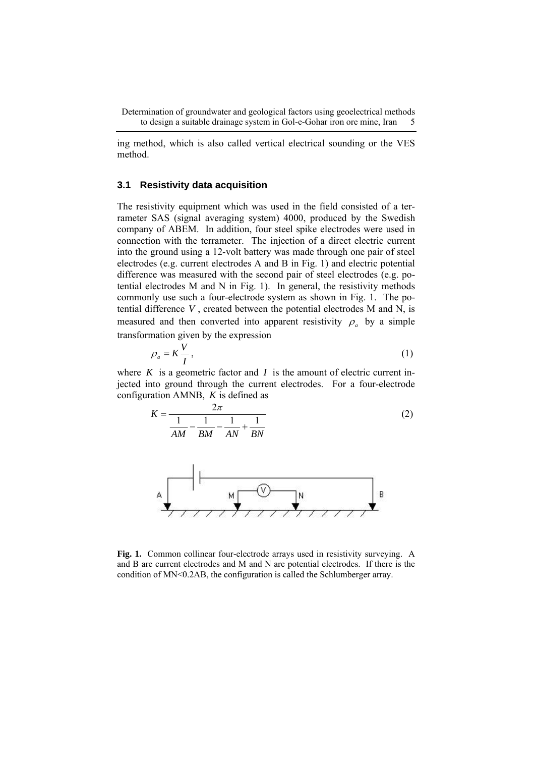ing method, which is also called vertical electrical sounding or the VES method.

### 3.1 Resistivity data acquisition

The resistivity equipment which was used in the field consisted of a terrameter SAS (signal averaging system) 4000, produced by the Swedish company of ABEM. In addition, four steel spike electrodes were used in connection with the terrameter. The injection of a direct electric current into the ground using a 12-volt battery was made through one pair of steel electrodes (e.g. current electrodes A and B in Fig. 1) and electric potential difference was measured with the second pair of steel electrodes (e.g. potential electrodes M and N in Fig. 1). In general, the resistivity methods commonly use such a four-electrode system as shown in Fig. 1. The potential difference $V$, created between the potential electrodes M and N, is measured and then converted into apparent resistivity $\rho_a$ by a simple transformation given by the expression

$$\rho_a = K\frac{V}{I}, \tag{1}$$

where $K$ is a geometric factor and $I$ is the amount of electric current injected into ground through the current electrodes. For a four-electrode configuration AMNB, $K$ is defined as

$$K = \frac{2\pi}{\dfrac{1}{AM} - \dfrac{1}{BM} - \dfrac{1}{AN} + \dfrac{1}{BN}} \tag{2}$$

**Fig. 1.** Common collinear four-electrode arrays used in resistivity surveying. A and B are current electrodes and M and N are potential electrodes. If there is the condition of MN<0.2AB, the configuration is called the Schlumberger array.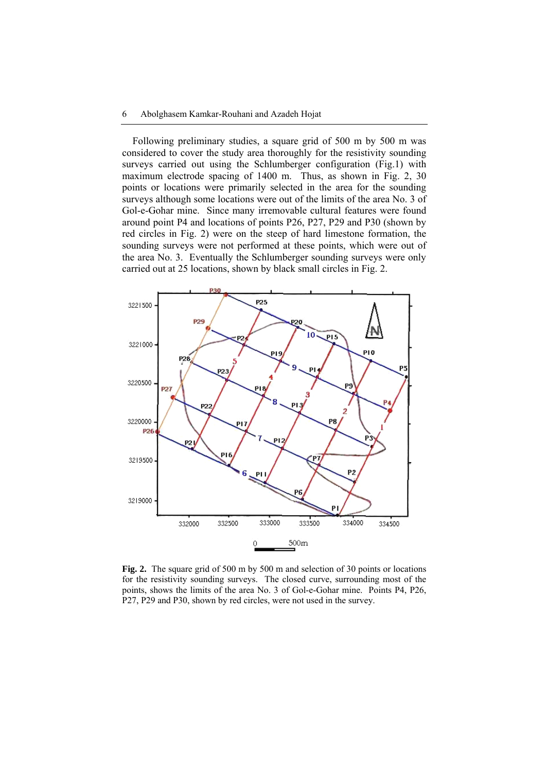Following preliminary studies, a square grid of 500 m by 500 m was considered to cover the study area thoroughly for the resistivity sounding surveys carried out using the Schlumberger configuration (Fig.1) with maximum electrode spacing of 1400 m. Thus, as shown in Fig. 2, 30 points or locations were primarily selected in the area for the sounding surveys although some locations were out of the limits of the area No. 3 of Gol-e-Gohar mine. Since many irremovable cultural features were found around point P4 and locations of points P26, P27, P29 and P30 (shown by red circles in Fig. 2) were on the steep of hard limestone formation, the sounding surveys were not performed at these points, which were out of the area No. 3. Eventually the Schlumberger sounding surveys were only carried out at 25 locations, shown by black small circles in Fig. 2.

**Fig. 2.** The square grid of 500 m by 500 m and selection of 30 points or locations for the resistivity sounding surveys. The closed curve, surrounding most of the points, shows the limits of the area No. 3 of Gol-e-Gohar mine. Points P4, P26, P27, P29 and P30, shown by red circles, were not used in the survey.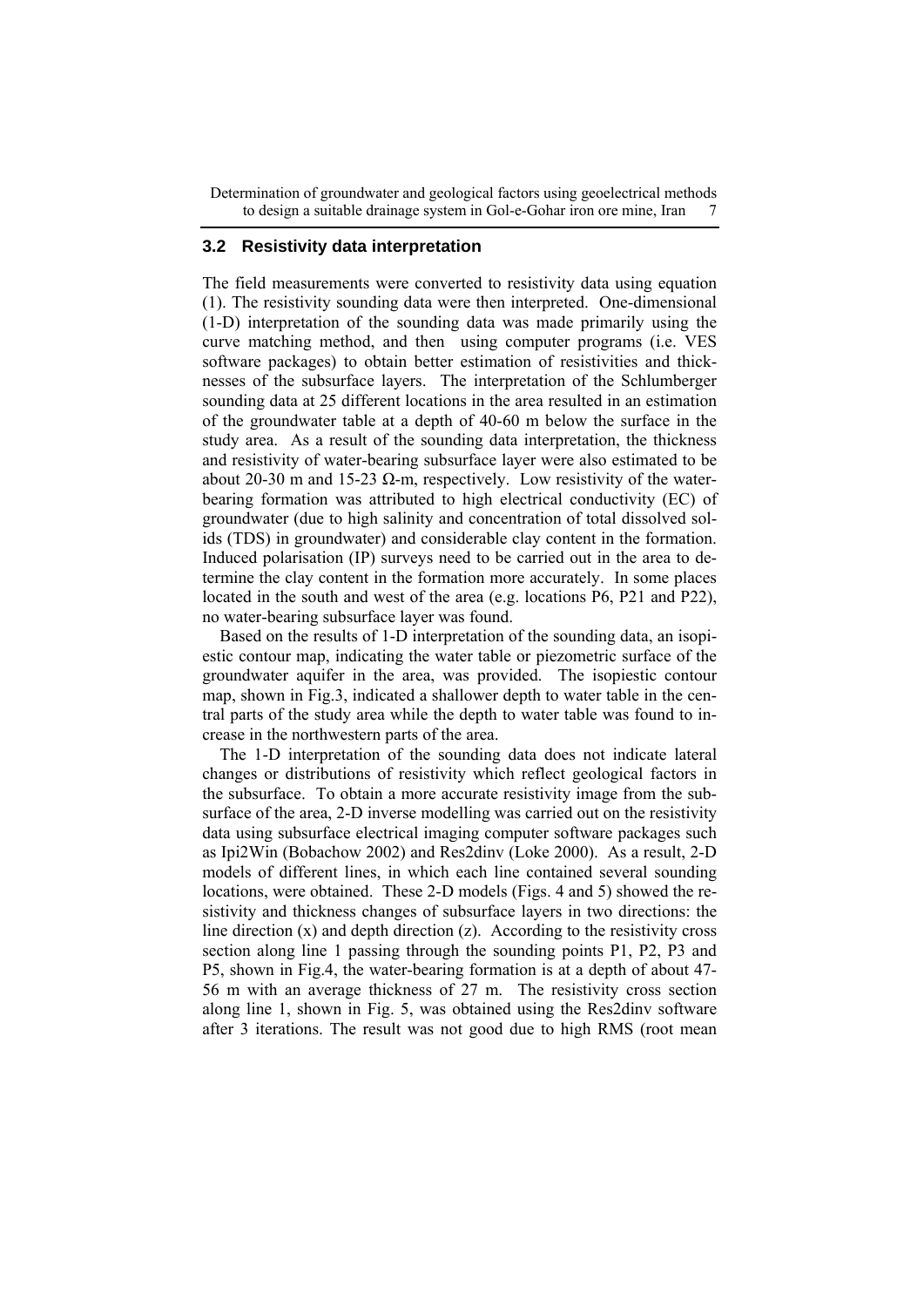### 3.2 Resistivity data interpretation

The field measurements were converted to resistivity data using equation (1). The resistivity sounding data were then interpreted. One-dimensional (1-D) interpretation of the sounding data was made primarily using the curve matching method, and then using computer programs (i.e. VES software packages) to obtain better estimation of resistivities and thicknesses of the subsurface layers. The interpretation of the Schlumberger sounding data at 25 different locations in the area resulted in an estimation of the groundwater table at a depth of 40-60 m below the surface in the study area. As a result of the sounding data interpretation, the thickness and resistivity of water-bearing subsurface layer were also estimated to be about 20-30 m and 15-23 Ω-m, respectively. Low resistivity of the water-bearing formation was attributed to high electrical conductivity (EC) of groundwater (due to high salinity and concentration of total dissolved solids (TDS) in groundwater) and considerable clay content in the formation. Induced polarisation (IP) surveys need to be carried out in the area to determine the clay content in the formation more accurately. In some places located in the south and west of the area (e.g. locations P6, P21 and P22), no water-bearing subsurface layer was found.

Based on the results of 1-D interpretation of the sounding data, an isopiestic contour map, indicating the water table or piezometric surface of the groundwater aquifer in the area, was provided. The isopiestic contour map, shown in Fig.3, indicated a shallower depth to water table in the central parts of the study area while the depth to water table was found to increase in the northwestern parts of the area.

The 1-D interpretation of the sounding data does not indicate lateral changes or distributions of resistivity which reflect geological factors in the subsurface. To obtain a more accurate resistivity image from the subsurface of the area, 2-D inverse modelling was carried out on the resistivity data using subsurface electrical imaging computer software packages such as Ipi2Win (Bobachow 2002) and Res2dinv (Loke 2000). As a result, 2-D models of different lines, in which each line contained several sounding locations, were obtained. These 2-D models (Figs. 4 and 5) showed the resistivity and thickness changes of subsurface layers in two directions: the line direction (x) and depth direction (z). According to the resistivity cross section along line 1 passing through the sounding points P1, P2, P3 and P5, shown in Fig.4, the water-bearing formation is at a depth of about 47-56 m with an average thickness of 27 m. The resistivity cross section along line 1, shown in Fig. 5, was obtained using the Res2dinv software after 3 iterations. The result was not good due to high RMS (root mean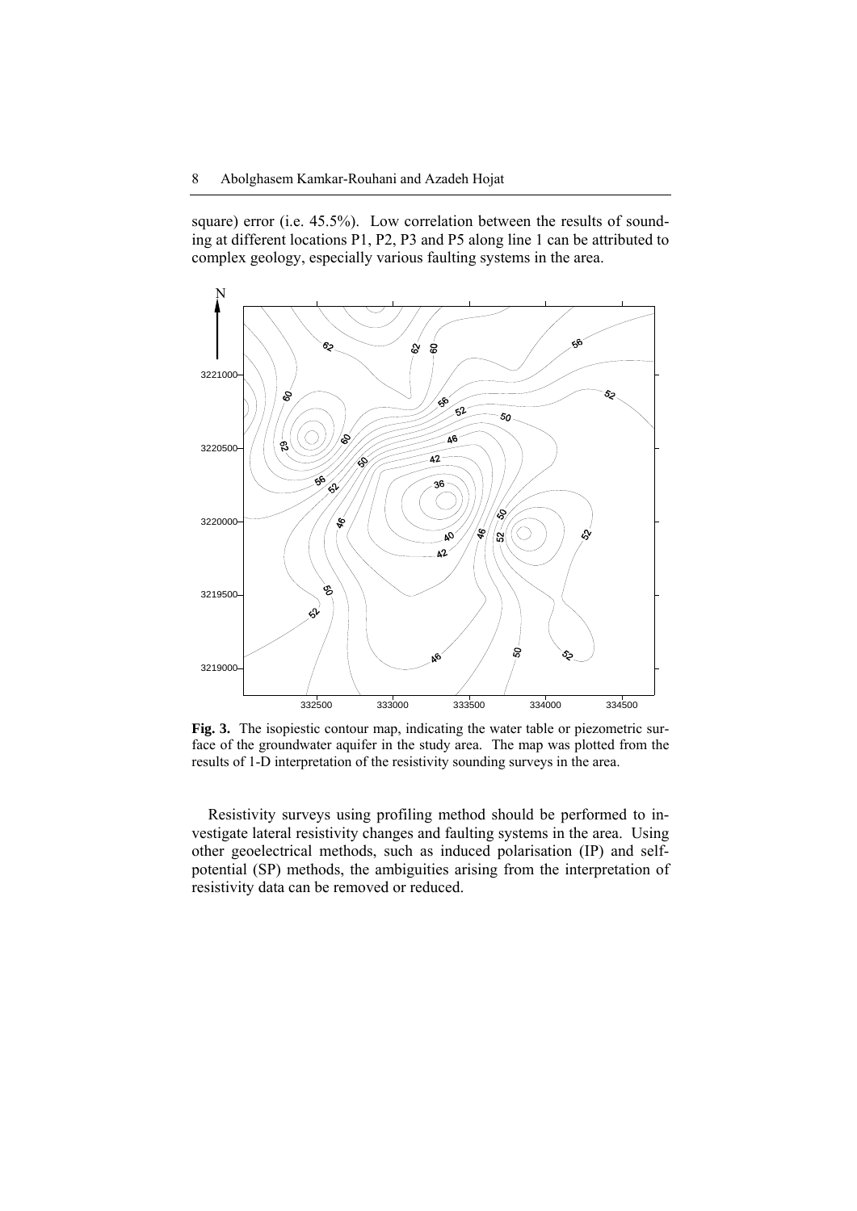square) error (i.e. 45.5%). Low correlation between the results of sounding at different locations P1, P2, P3 and P5 along line 1 can be attributed to complex geology, especially various faulting systems in the area.

**Fig. 3.** The isopiestic contour map, indicating the water table or piezometric surface of the groundwater aquifer in the study area. The map was plotted from the results of 1-D interpretation of the resistivity sounding surveys in the area.

Resistivity surveys using profiling method should be performed to investigate lateral resistivity changes and faulting systems in the area. Using other geoelectrical methods, such as induced polarisation (IP) and self-potential (SP) methods, the ambiguities arising from the interpretation of resistivity data can be removed or reduced.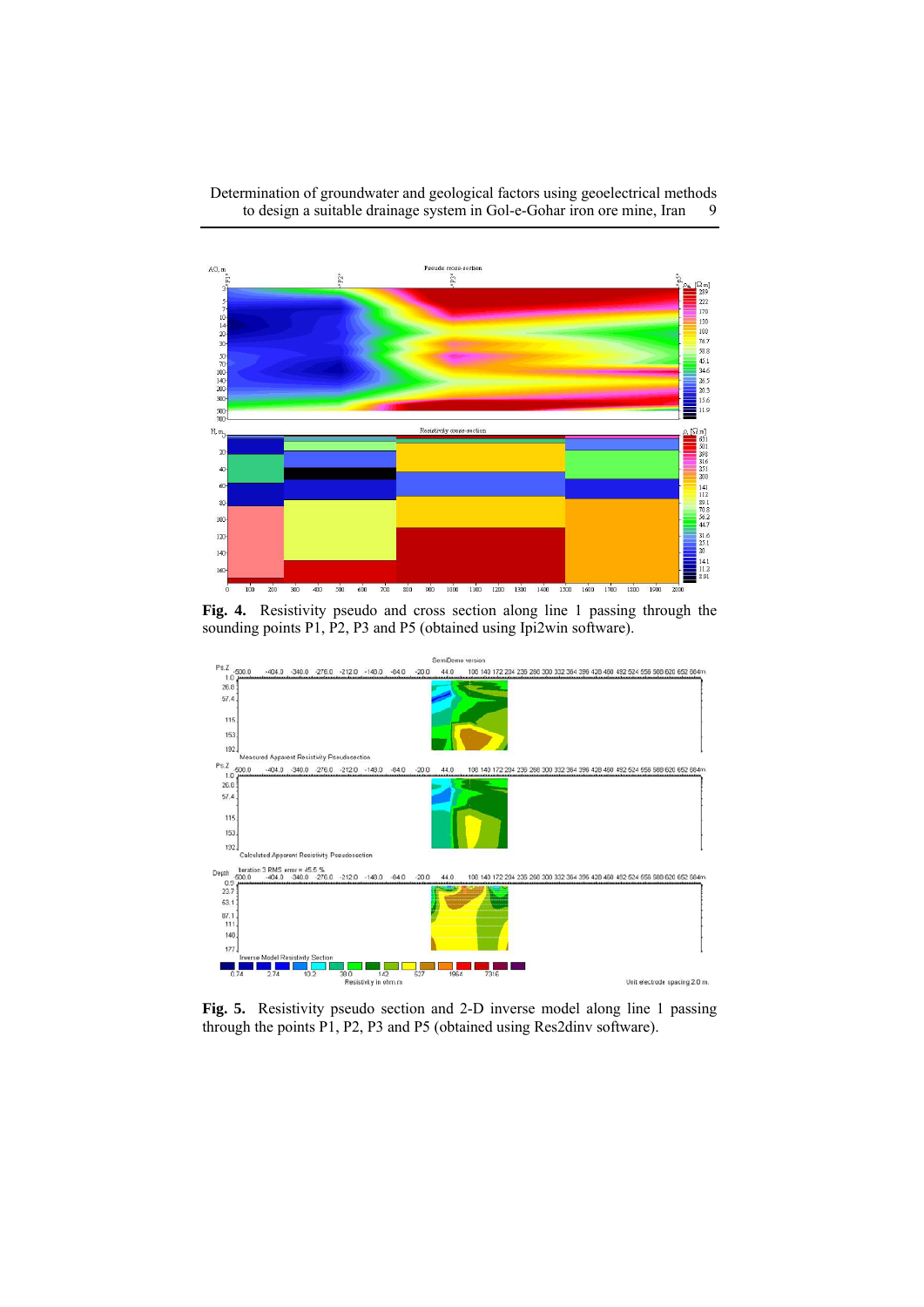**Fig. 4.** Resistivity pseudo and cross section along line 1 passing through the sounding points P1, P2, P3 and P5 (obtained using Ipi2win software).

**Fig. 5.** Resistivity pseudo section and 2-D inverse model along line 1 passing through the points P1, P2, P3 and P5 (obtained using Res2dinv software).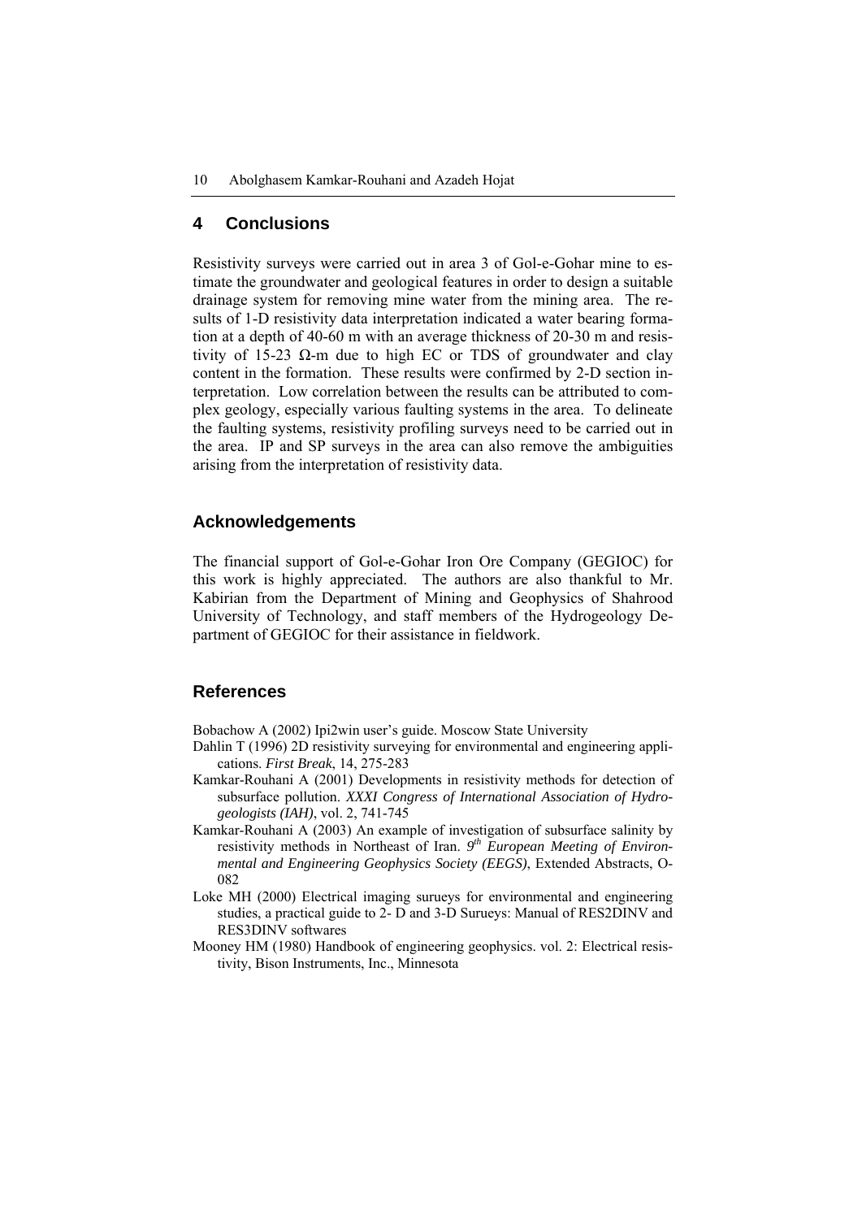## 4 Conclusions

Resistivity surveys were carried out in area 3 of Gol-e-Gohar mine to estimate the groundwater and geological features in order to design a suitable drainage system for removing mine water from the mining area. The results of 1-D resistivity data interpretation indicated a water bearing formation at a depth of 40-60 m with an average thickness of 20-30 m and resistivity of 15-23 Ω-m due to high EC or TDS of groundwater and clay content in the formation. These results were confirmed by 2-D section interpretation. Low correlation between the results can be attributed to complex geology, especially various faulting systems in the area. To delineate the faulting systems, resistivity profiling surveys need to be carried out in the area. IP and SP surveys in the area can also remove the ambiguities arising from the interpretation of resistivity data.

## Acknowledgements

The financial support of Gol-e-Gohar Iron Ore Company (GEGIOC) for this work is highly appreciated. The authors are also thankful to Mr. Kabirian from the Department of Mining and Geophysics of Shahrood University of Technology, and staff members of the Hydrogeology Department of GEGIOC for their assistance in fieldwork.

## References

Bobachow A (2002) Ipi2win user's guide. Moscow State University

Dahlin T (1996) 2D resistivity surveying for environmental and engineering applications. *First Break*, 14, 275-283

Kamkar-Rouhani A (2001) Developments in resistivity methods for detection of subsurface pollution. *XXXI Congress of International Association of Hydrogeologists (IAH)*, vol. 2, 741-745

Kamkar-Rouhani A (2003) An example of investigation of subsurface salinity by resistivity methods in Northeast of Iran. *9th European Meeting of Environmental and Engineering Geophysics Society (EEGS)*, Extended Abstracts, O-082

Loke MH (2000) Electrical imaging surueys for environmental and engineering studies, a practical guide to 2- D and 3-D Surueys: Manual of RES2DINV and RES3DINV softwares

Mooney HM (1980) Handbook of engineering geophysics. vol. 2: Electrical resistivity, Bison Instruments, Inc., Minnesota